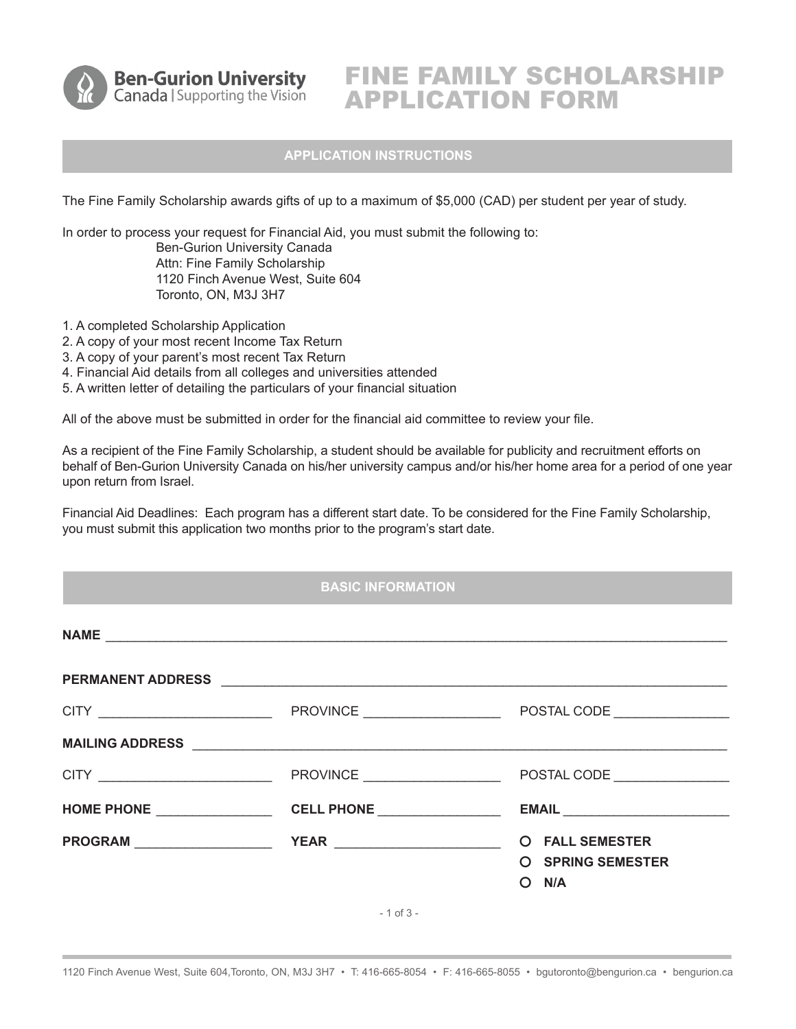Ben-Gurion University Canada | Supporting the Vision

# FINE FAMILY SCHOLARSHIP APPLICATION FORM

## APPLICATION INSTRUCTIONS

The Fine Family Scholarship awards gifts of up to a maximum of $5,000 (CAD) per student per year of study.

In order to process your request for Financial Aid, you must submit the following to:

Ben-Gurion University Canada
Attn: Fine Family Scholarship
1120 Finch Avenue West, Suite 604
Toronto, ON, M3J 3H7

1. A completed Scholarship Application
2. A copy of your most recent Income Tax Return
3. A copy of your parent's most recent Tax Return
4. Financial Aid details from all colleges and universities attended
5. A written letter of detailing the particulars of your financial situation

All of the above must be submitted in order for the financial aid committee to review your file.

As a recipient of the Fine Family Scholarship, a student should be available for publicity and recruitment efforts on behalf of Ben-Gurion University Canada on his/her university campus and/or his/her home area for a period of one year upon return from Israel.

Financial Aid Deadlines: Each program has a different start date. To be considered for the Fine Family Scholarship, you must submit this application two months prior to the program's start date.

## BASIC INFORMATION

**NAME** ______________________________________________

**PERMANENT ADDRESS** ______________________________________________

CITY ____________________ PROVINCE ____________________ POSTAL CODE ____________________

**MAILING ADDRESS** ______________________________________________

CITY ____________________ PROVINCE ____________________ POSTAL CODE ____________________

**HOME PHONE** ____________________ **CELL PHONE** ____________________ **EMAIL** ____________________

**PROGRAM** ____________________ **YEAR** ____________________

- ○ **FALL SEMESTER**
- ○ **SPRING SEMESTER**
- ○ **N/A**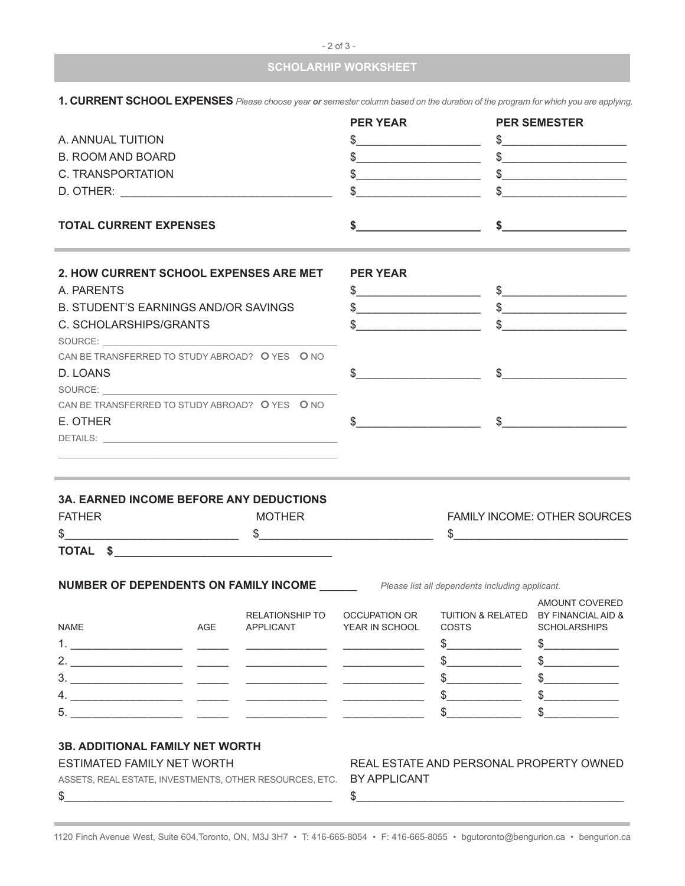## SCHOLARHIP WORKSHEET

**1. CURRENT SCHOOL EXPENSES** *Please choose year **or** semester column based on the duration of the program for which you are applying.*

| | PER YEAR | PER SEMESTER |
|---|---|---|
| A. ANNUAL TUITION | $____________________ | $____________________ |
| B. ROOM AND BOARD | $____________________ | $____________________ |
| C. TRANSPORTATION | $____________________ | $____________________ |
| D. OTHER: ________________________________ | $____________________ | $____________________ |
| **TOTAL CURRENT EXPENSES** | **$____________________** | **$____________________** |

**2. HOW CURRENT SCHOOL EXPENSES ARE MET**

| | PER YEAR | |
|---|---|---|
| A. PARENTS | $____________________ | $____________________ |
| B. STUDENT'S EARNINGS AND/OR SAVINGS | $____________________ | $____________________ |
| C. SCHOLARSHIPS/GRANTS | $____________________ | $____________________ |
| SOURCE: ____________________________________________ | | |
| CAN BE TRANSFERRED TO STUDY ABROAD? O YES O NO | | |
| D. LOANS | $____________________ | $____________________ |
| SOURCE: ____________________________________________ | | |
| CAN BE TRANSFERRED TO STUDY ABROAD? O YES O NO | | |
| E. OTHER | $____________________ | $____________________ |
| DETAILS: ____________________________________________ | | |

**3A. EARNED INCOME BEFORE ANY DEDUCTIONS**

| FATHER | MOTHER | FAMILY INCOME: OTHER SOURCES |
|---|---|---|
| $___________________________ | $___________________________ | $___________________________ |

**TOTAL $___________________________________**

**NUMBER OF DEPENDENTS ON FAMILY INCOME ______** *Please list all dependents including applicant.*

| NAME | AGE | RELATIONSHIP TO APPLICANT | OCCUPATION OR YEAR IN SCHOOL | TUITION & RELATED COSTS | AMOUNT COVERED BY FINANCIAL AID & SCHOLARSHIPS |
|---|---|---|---|---|---|
| 1. ___________________ | _____ | ______________ | ______________ | $____________ | $____________ |
| 2. ___________________ | _____ | ______________ | ______________ | $____________ | $____________ |
| 3. ___________________ | _____ | ______________ | ______________ | $____________ | $____________ |
| 4. ___________________ | _____ | ______________ | ______________ | $____________ | $____________ |
| 5. ___________________ | _____ | ______________ | ______________ | $____________ | $____________ |

**3B. ADDITIONAL FAMILY NET WORTH**

| ESTIMATED FAMILY NET WORTH<br>ASSETS, REAL ESTATE, INVESTMENTS, OTHER RESOURCES, ETC. | REAL ESTATE AND PERSONAL PROPERTY OWNED BY APPLICANT |
|---|---|
| $___________________________________________ | $___________________________________________ |

1120 Finch Avenue West, Suite 604,Toronto, ON, M3J 3H7 • T: 416-665-8054 • F: 416-665-8055 • bgutoronto@bengurion.ca • bengurion.ca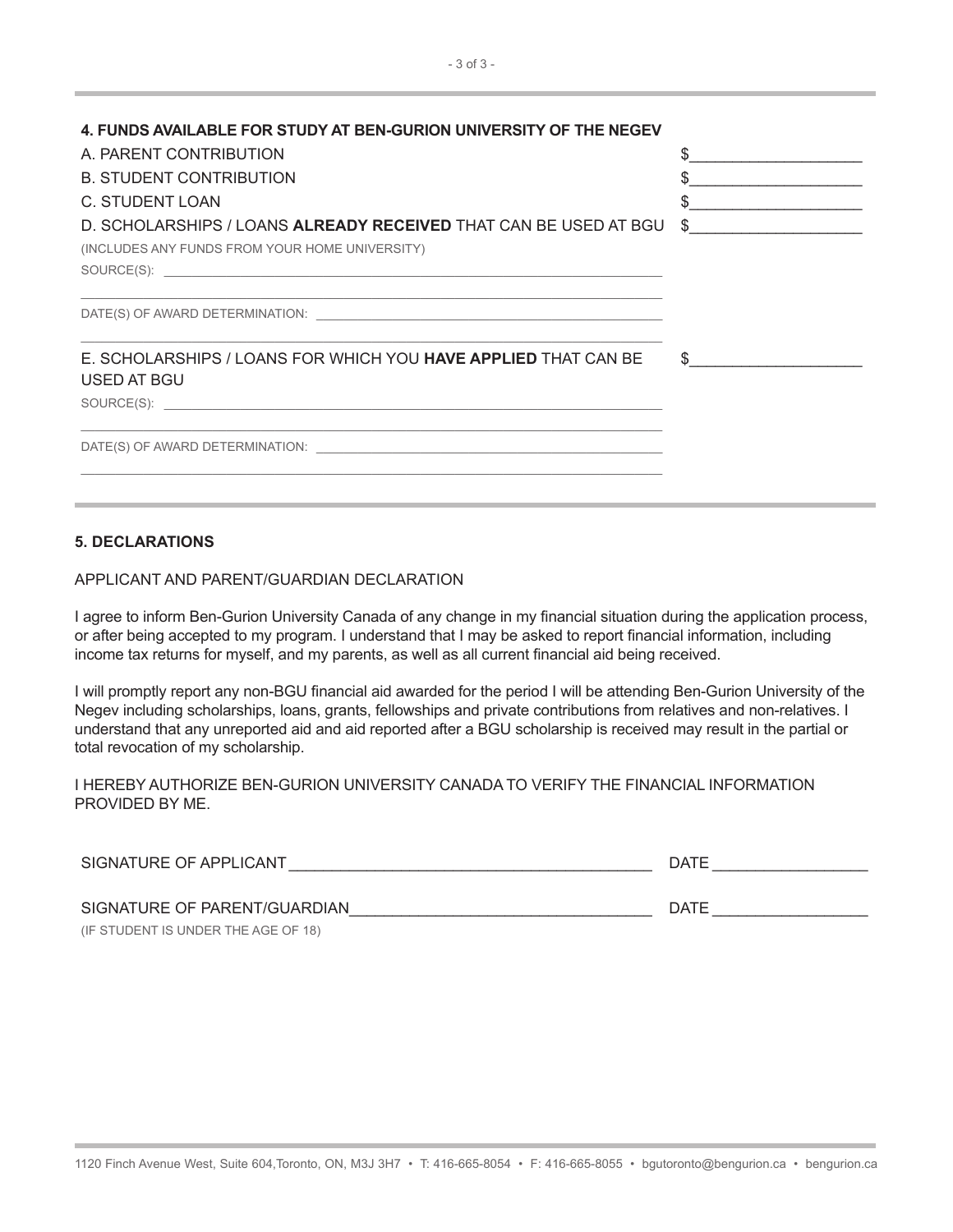## 4. FUNDS AVAILABLE FOR STUDY AT BEN-GURION UNIVERSITY OF THE NEGEV

A. PARENT CONTRIBUTION $____________________

B. STUDENT CONTRIBUTION $____________________

C. STUDENT LOAN $____________________

D. SCHOLARSHIPS / LOANS **ALREADY RECEIVED** THAT CAN BE USED AT BGU $____________________

(INCLUDES ANY FUNDS FROM YOUR HOME UNIVERSITY)

SOURCE(S): ____________________________________________________________

____________________________________________________________

DATE(S) OF AWARD DETERMINATION: ________________________________________

____________________________________________________________

E. SCHOLARSHIPS / LOANS FOR WHICH YOU **HAVE APPLIED** THAT CAN BE USED AT BGU $____________________

SOURCE(S): ____________________________________________________________

____________________________________________________________

DATE(S) OF AWARD DETERMINATION: ________________________________________

____________________________________________________________

## 5. DECLARATIONS

APPLICANT AND PARENT/GUARDIAN DECLARATION

I agree to inform Ben-Gurion University Canada of any change in my financial situation during the application process, or after being accepted to my program. I understand that I may be asked to report financial information, including income tax returns for myself, and my parents, as well as all current financial aid being received.

I will promptly report any non-BGU financial aid awarded for the period I will be attending Ben-Gurion University of the Negev including scholarships, loans, grants, fellowships and private contributions from relatives and non-relatives. I understand that any unreported aid and aid reported after a BGU scholarship is received may result in the partial or total revocation of my scholarship.

I HEREBY AUTHORIZE BEN-GURION UNIVERSITY CANADA TO VERIFY THE FINANCIAL INFORMATION PROVIDED BY ME.

SIGNATURE OF APPLICANT ________________________________________ DATE _________________

SIGNATURE OF PARENT/GUARDIAN __________________________________ DATE _________________

(IF STUDENT IS UNDER THE AGE OF 18)

1120 Finch Avenue West, Suite 604, Toronto, ON, M3J 3H7 • T: 416-665-8054 • F: 416-665-8055 • bgutoronto@bengurion.ca • bengurion.ca